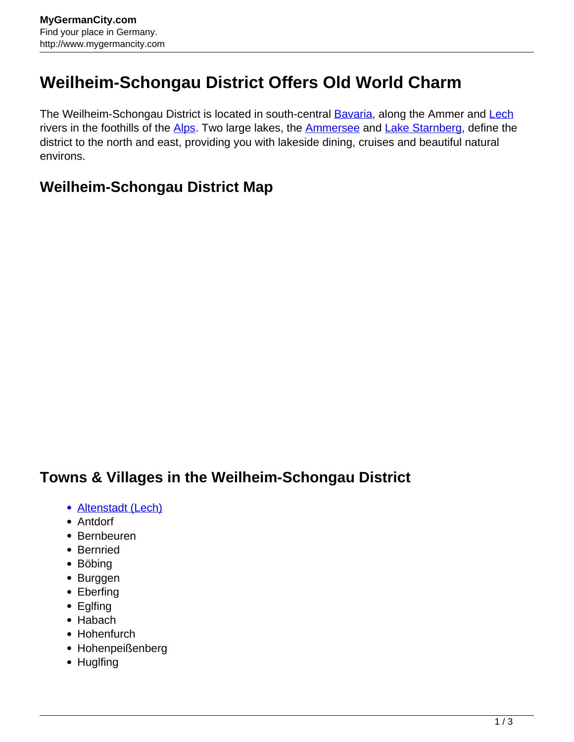# Weilheim-Schongau District Offers Old World Charm

The Weilheim-Schongau District is located in south-central Bavaria, along the Ammer and Lech rivers in the foothills of the Alps. Two large lakes, the Ammersee and Lake Starnberg, define the district to the north and east, providing you with lakeside dining, cruises and beautiful natural environs.

## Weilheim-Schongau District Map

## Towns & Villages in the Weilheim-Schongau District

- Altenstadt (Lech)
- Antdorf
- Bernbeuren
- Bernried
- Böbing
- Burggen
- Eberfing
- Eglfing
- Habach
- Hohenfurch
- Hohenpeißenberg
- Huglfing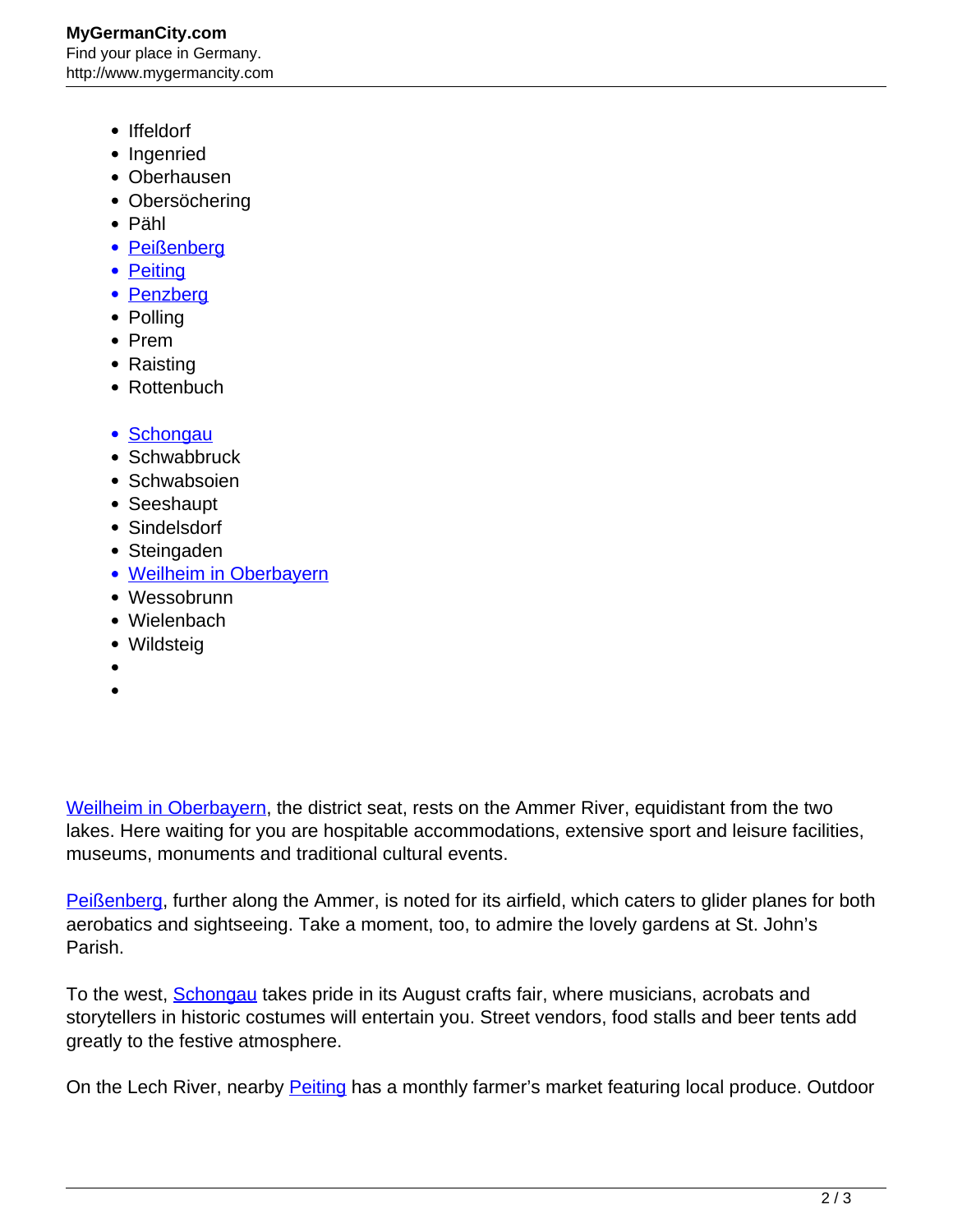- Iffeldorf
- Ingenried
- Oberhausen
- Obersöchering
- Pähl
- Peißenberg
- Peiting
- Penzberg
- Polling
- Prem
- Raisting
- Rottenbuch
- Schongau
- Schwabbruck
- Schwabsoien
- Seeshaupt
- Sindelsdorf
- Steingaden
- Weilheim in Oberbayern
- Wessobrunn
- Wielenbach
- Wildsteig

Weilheim in Oberbayern, the district seat, rests on the Ammer River, equidistant from the two lakes. Here waiting for you are hospitable accommodations, extensive sport and leisure facilities, museums, monuments and traditional cultural events.

Peißenberg, further along the Ammer, is noted for its airfield, which caters to glider planes for both aerobatics and sightseeing. Take a moment, too, to admire the lovely gardens at St. John's Parish.

To the west, Schongau takes pride in its August crafts fair, where musicians, acrobats and storytellers in historic costumes will entertain you. Street vendors, food stalls and beer tents add greatly to the festive atmosphere.

On the Lech River, nearby Peiting has a monthly farmer's market featuring local produce. Outdoor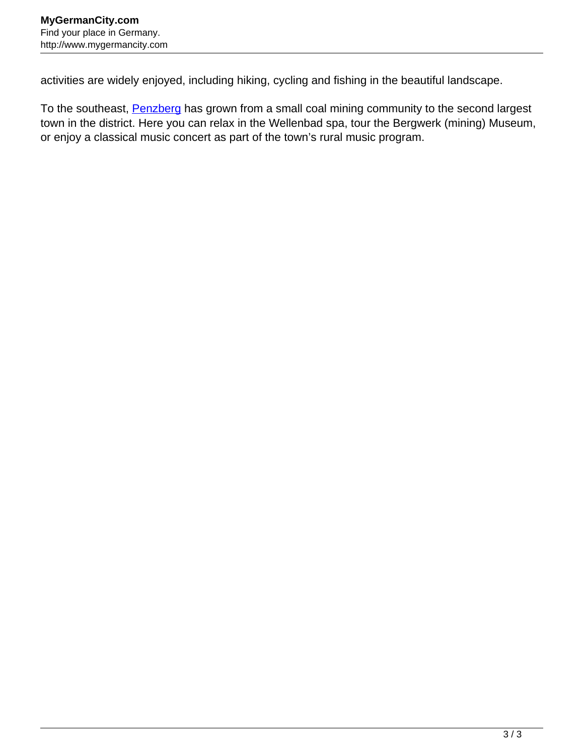activities are widely enjoyed, including hiking, cycling and fishing in the beautiful landscape.

To the southeast, Penzberg has grown from a small coal mining community to the second largest town in the district. Here you can relax in the Wellenbad spa, tour the Bergwerk (mining) Museum, or enjoy a classical music concert as part of the town's rural music program.